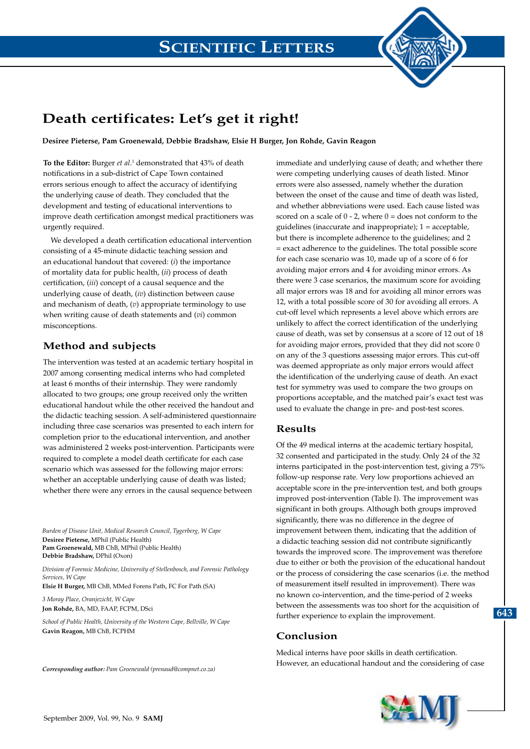# Death certificates: Let's get it right!

**Desiree Pieterse, Pam Groenewald, Debbie Bradshaw, Elsie H Burger, Jon Rohde, Gavin Reagon**

**To the Editor:** Burger *et al*.[1] demonstrated that 43% of death notifications in a sub-district of Cape Town contained errors serious enough to affect the accuracy of identifying the underlying cause of death. They concluded that the development and testing of educational interventions to improve death certification amongst medical practitioners was urgently required.

We developed a death certification educational intervention consisting of a 45-minute didactic teaching session and an educational handout that covered: (*i*) the importance of mortality data for public health, (*ii*) process of death certification, (*iii*) concept of a causal sequence and the underlying cause of death, (*iv*) distinction between cause and mechanism of death, (*v*) appropriate terminology to use when writing cause of death statements and (*vi*) common misconceptions.

## Method and subjects

The intervention was tested at an academic tertiary hospital in 2007 among consenting medical interns who had completed at least 6 months of their internship. They were randomly allocated to two groups; one group received only the written educational handout while the other received the handout and the didactic teaching session. A self-administered questionnaire including three case scenarios was presented to each intern for completion prior to the educational intervention, and another was administered 2 weeks post-intervention. Participants were required to complete a model death certificate for each case scenario which was assessed for the following major errors: whether an acceptable underlying cause of death was listed; whether there were any errors in the causal sequence between immediate and underlying cause of death; and whether there were competing underlying causes of death listed. Minor errors were also assessed, namely whether the duration between the onset of the cause and time of death was listed, and whether abbreviations were used. Each cause listed was scored on a scale of 0 - 2, where 0 = does not conform to the guidelines (inaccurate and inappropriate); 1 = acceptable, but there is incomplete adherence to the guidelines; and 2 = exact adherence to the guidelines. The total possible score for each case scenario was 10, made up of a score of 6 for avoiding major errors and 4 for avoiding minor errors. As there were 3 case scenarios, the maximum score for avoiding all major errors was 18 and for avoiding all minor errors was 12, with a total possible score of 30 for avoiding all errors. A cut-off level which represents a level above which errors are unlikely to affect the correct identification of the underlying cause of death, was set by consensus at a score of 12 out of 18 for avoiding major errors, provided that they did not score 0 on any of the 3 questions assessing major errors. This cut-off was deemed appropriate as only major errors would affect the identification of the underlying cause of death. An exact test for symmetry was used to compare the two groups on proportions acceptable, and the matched pair's exact test was used to evaluate the change in pre- and post-test scores.

## Results

Of the 49 medical interns at the academic tertiary hospital, 32 consented and participated in the study. Only 24 of the 32 interns participated in the post-intervention test, giving a 75% follow-up response rate. Very low proportions achieved an acceptable score in the pre-intervention test, and both groups improved post-intervention (Table I). The improvement was significant in both groups. Although both groups improved significantly, there was no difference in the degree of improvement between them, indicating that the addition of a didactic teaching session did not contribute significantly towards the improved score. The improvement was therefore due to either or both the provision of the educational handout or the process of considering the case scenarios (i.e. the method of measurement itself resulted in improvement). There was no known co-intervention, and the time-period of 2 weeks between the assessments was too short for the acquisition of further experience to explain the improvement.

## Conclusion

Medical interns have poor skills in death certification. However, an educational handout and the considering of case

*Burden of Disease Unit, Medical Research Council, Tygerberg, W Cape*
**Desiree Pieterse,** MPhil (Public Health)
**Pam Groenewald,** MB ChB, MPhil (Public Health)
**Debbie Bradshaw,** DPhil (Oxon)

*Division of Forensic Medicine, University of Stellenbosch, and Forensic Pathology Services, W Cape*
**Elsie H Burger,** MB ChB, MMed Forens Path, FC For Path (SA)

*3 Moray Place, Oranjezicht, W Cape*
**Jon Rohde,** BA, MD, FAAP, FCPM, DSci

*School of Public Health, University of the Western Cape, Bellville, W Cape*
**Gavin Reagon,** MB ChB, FCPHM

***Corresponding author:*** *Pam Groenewald (prenaud@compnet.co.za)*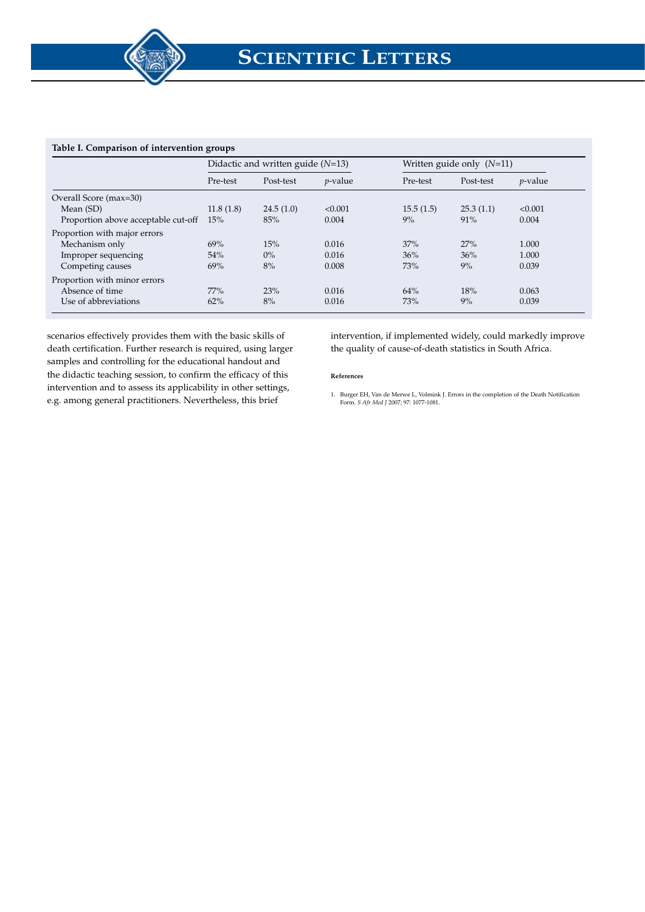**Table I. Comparison of intervention groups**

| | Didactic and written guide ($N$=13) | | | Written guide only ($N$=11) | | |
|---|---|---|---|---|---|---|
| | Pre-test | Post-test | $p$-value | Pre-test | Post-test | $p$-value |
| Overall Score (max=30) | | | | | | |
| Mean (SD) | 11.8 (1.8) | 24.5 (1.0) | <0.001 | 15.5 (1.5) | 25.3 (1.1) | <0.001 |
| Proportion above acceptable cut-off | 15% | 85% | 0.004 | 9% | 91% | 0.004 |
| Proportion with major errors | | | | | | |
| Mechanism only | 69% | 15% | 0.016 | 37% | 27% | 1.000 |
| Improper sequencing | 54% | 0% | 0.016 | 36% | 36% | 1.000 |
| Competing causes | 69% | 8% | 0.008 | 73% | 9% | 0.039 |
| Proportion with minor errors | | | | | | |
| Absence of time | 77% | 23% | 0.016 | 64% | 18% | 0.063 |
| Use of abbreviations | 62% | 8% | 0.016 | 73% | 9% | 0.039 |

scenarios effectively provides them with the basic skills of death certification. Further research is required, using larger samples and controlling for the educational handout and the didactic teaching session, to confirm the efficacy of this intervention and to assess its applicability in other settings, e.g. among general practitioners. Nevertheless, this brief intervention, if implemented widely, could markedly improve the quality of cause-of-death statistics in South Africa.

**References**

1. Burger EH, Van de Merwe L, Volmink J. Errors in the completion of the Death Notification Form. *S Afr Med J* 2007; 97: 1077-1081.